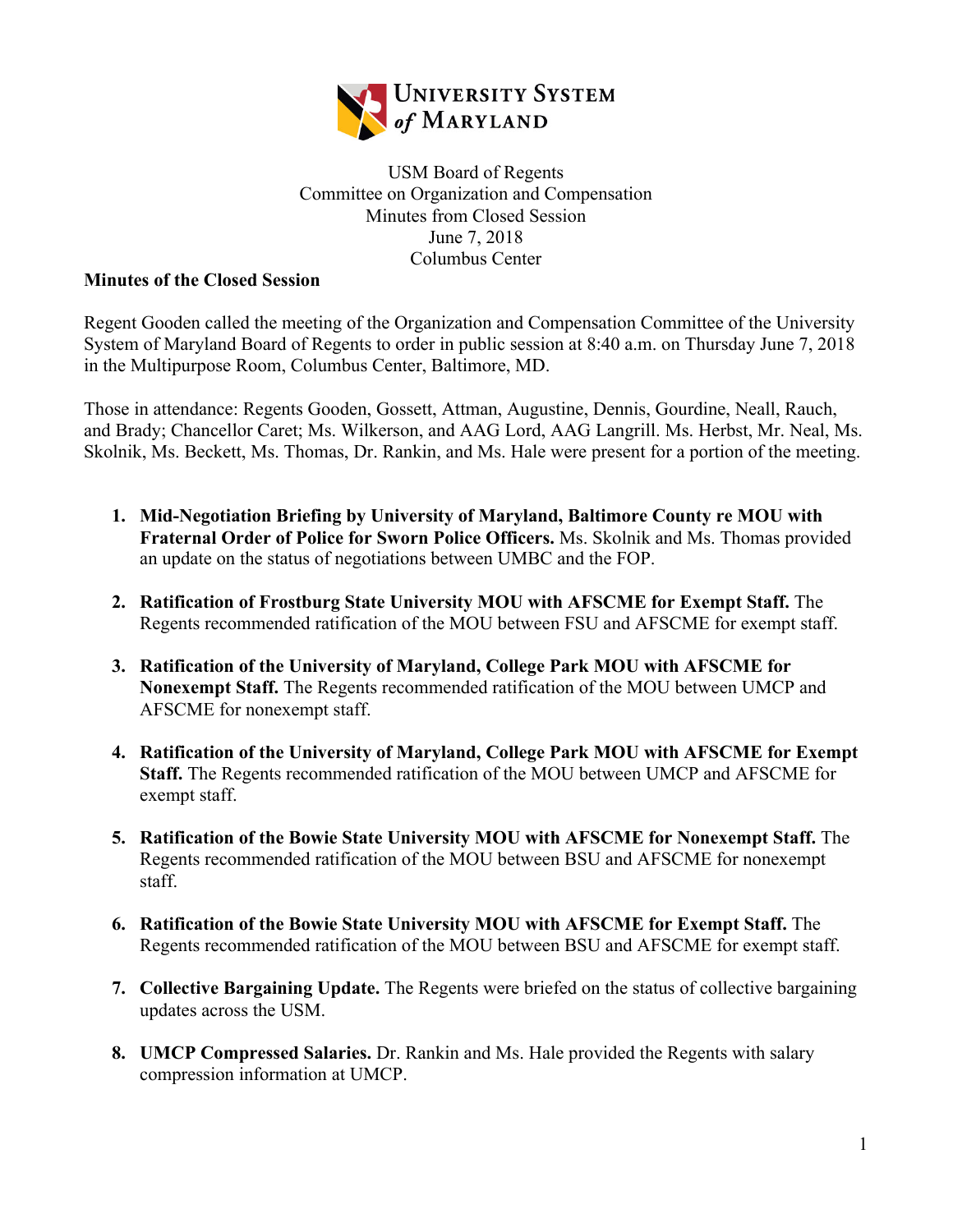University System of Maryland

USM Board of Regents
Committee on Organization and Compensation
Minutes from Closed Session
June 7, 2018
Columbus Center

**Minutes of the Closed Session**

Regent Gooden called the meeting of the Organization and Compensation Committee of the University System of Maryland Board of Regents to order in public session at 8:40 a.m. on Thursday June 7, 2018 in the Multipurpose Room, Columbus Center, Baltimore, MD.

Those in attendance: Regents Gooden, Gossett, Attman, Augustine, Dennis, Gourdine, Neall, Rauch, and Brady; Chancellor Caret; Ms. Wilkerson, and AAG Lord, AAG Langrill. Ms. Herbst, Mr. Neal, Ms. Skolnik, Ms. Beckett, Ms. Thomas, Dr. Rankin, and Ms. Hale were present for a portion of the meeting.

1. **Mid-Negotiation Briefing by University of Maryland, Baltimore County re MOU with Fraternal Order of Police for Sworn Police Officers.** Ms. Skolnik and Ms. Thomas provided an update on the status of negotiations between UMBC and the FOP.

2. **Ratification of Frostburg State University MOU with AFSCME for Exempt Staff.** The Regents recommended ratification of the MOU between FSU and AFSCME for exempt staff.

3. **Ratification of the University of Maryland, College Park MOU with AFSCME for Nonexempt Staff.** The Regents recommended ratification of the MOU between UMCP and AFSCME for nonexempt staff.

4. **Ratification of the University of Maryland, College Park MOU with AFSCME for Exempt Staff.** The Regents recommended ratification of the MOU between UMCP and AFSCME for exempt staff.

5. **Ratification of the Bowie State University MOU with AFSCME for Nonexempt Staff.** The Regents recommended ratification of the MOU between BSU and AFSCME for nonexempt staff.

6. **Ratification of the Bowie State University MOU with AFSCME for Exempt Staff.** The Regents recommended ratification of the MOU between BSU and AFSCME for exempt staff.

7. **Collective Bargaining Update.** The Regents were briefed on the status of collective bargaining updates across the USM.

8. **UMCP Compressed Salaries.** Dr. Rankin and Ms. Hale provided the Regents with salary compression information at UMCP.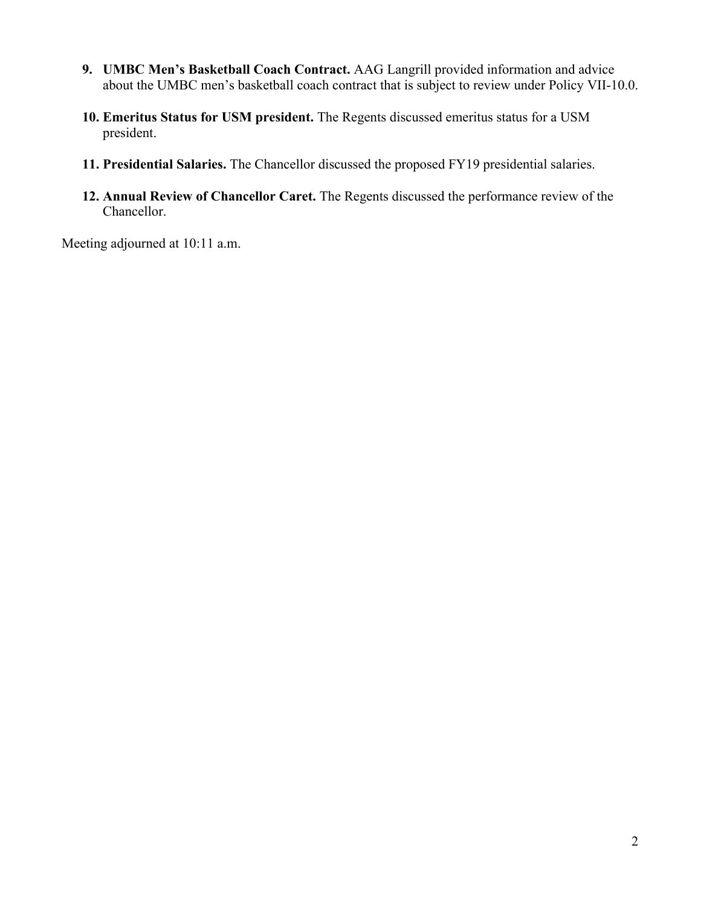9. **UMBC Men's Basketball Coach Contract.** AAG Langrill provided information and advice about the UMBC men's basketball coach contract that is subject to review under Policy VII-10.0.

10. **Emeritus Status for USM president.** The Regents discussed emeritus status for a USM president.

11. **Presidential Salaries.** The Chancellor discussed the proposed FY19 presidential salaries.

12. **Annual Review of Chancellor Caret.** The Regents discussed the performance review of the Chancellor.

Meeting adjourned at 10:11 a.m.